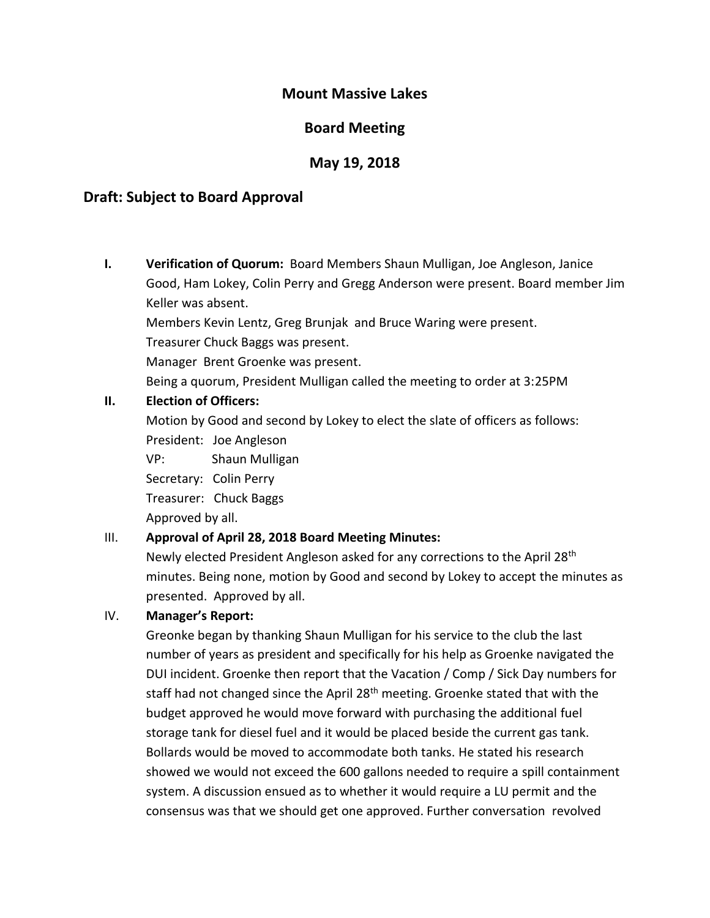# Mount Massive Lakes

## Board Meeting

## May 19, 2018

### Draft: Subject to Board Approval

**I. Verification of Quorum:** Board Members Shaun Mulligan, Joe Angleson, Janice Good, Ham Lokey, Colin Perry and Gregg Anderson were present. Board member Jim Keller was absent.

Members Kevin Lentz, Greg Brunjak and Bruce Waring were present.

Treasurer Chuck Baggs was present.

Manager Brent Groenke was present.

Being a quorum, President Mulligan called the meeting to order at 3:25PM

**II. Election of Officers:**

Motion by Good and second by Lokey to elect the slate of officers as follows:

President: Joe Angleson

VP: Shaun Mulligan

Secretary: Colin Perry

Treasurer: Chuck Baggs

Approved by all.

III. **Approval of April 28, 2018 Board Meeting Minutes:**

Newly elected President Angleson asked for any corrections to the April 28th minutes. Being none, motion by Good and second by Lokey to accept the minutes as presented. Approved by all.

IV. **Manager's Report:**

Greonke began by thanking Shaun Mulligan for his service to the club the last number of years as president and specifically for his help as Groenke navigated the DUI incident. Groenke then report that the Vacation / Comp / Sick Day numbers for staff had not changed since the April 28th meeting. Groenke stated that with the budget approved he would move forward with purchasing the additional fuel storage tank for diesel fuel and it would be placed beside the current gas tank. Bollards would be moved to accommodate both tanks. He stated his research showed we would not exceed the 600 gallons needed to require a spill containment system. A discussion ensued as to whether it would require a LU permit and the consensus was that we should get one approved. Further conversation revolved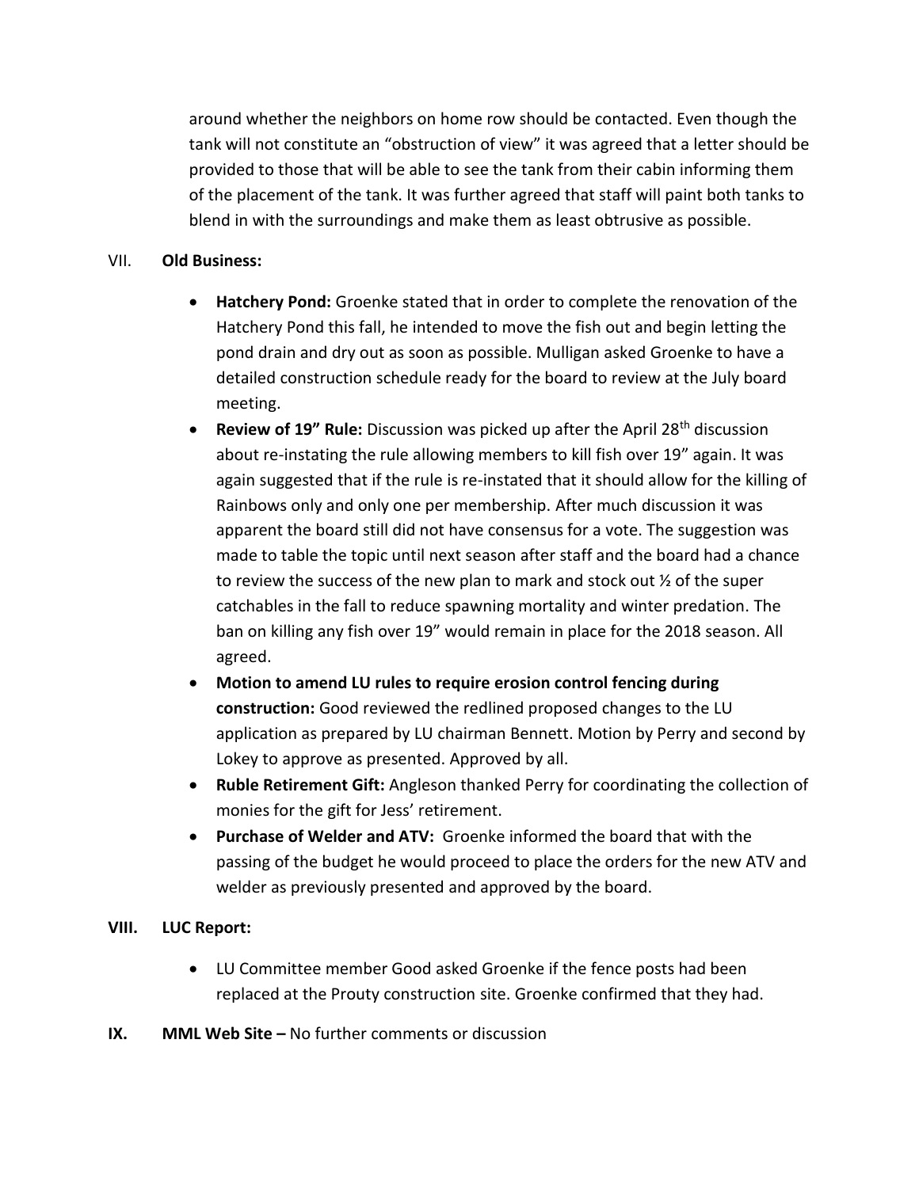around whether the neighbors on home row should be contacted. Even though the tank will not constitute an "obstruction of view" it was agreed that a letter should be provided to those that will be able to see the tank from their cabin informing them of the placement of the tank. It was further agreed that staff will paint both tanks to blend in with the surroundings and make them as least obtrusive as possible.

VII. **Old Business:**

- **Hatchery Pond:** Groenke stated that in order to complete the renovation of the Hatchery Pond this fall, he intended to move the fish out and begin letting the pond drain and dry out as soon as possible. Mulligan asked Groenke to have a detailed construction schedule ready for the board to review at the July board meeting.
- **Review of 19" Rule:** Discussion was picked up after the April 28th discussion about re-instating the rule allowing members to kill fish over 19" again. It was again suggested that if the rule is re-instated that it should allow for the killing of Rainbows only and only one per membership. After much discussion it was apparent the board still did not have consensus for a vote. The suggestion was made to table the topic until next season after staff and the board had a chance to review the success of the new plan to mark and stock out ½ of the super catchables in the fall to reduce spawning mortality and winter predation. The ban on killing any fish over 19" would remain in place for the 2018 season. All agreed.
- **Motion to amend LU rules to require erosion control fencing during construction:** Good reviewed the redlined proposed changes to the LU application as prepared by LU chairman Bennett. Motion by Perry and second by Lokey to approve as presented. Approved by all.
- **Ruble Retirement Gift:** Angleson thanked Perry for coordinating the collection of monies for the gift for Jess' retirement.
- **Purchase of Welder and ATV:** Groenke informed the board that with the passing of the budget he would proceed to place the orders for the new ATV and welder as previously presented and approved by the board.

**VIII. LUC Report:**

- LU Committee member Good asked Groenke if the fence posts had been replaced at the Prouty construction site. Groenke confirmed that they had.

**IX. MML Web Site –** No further comments or discussion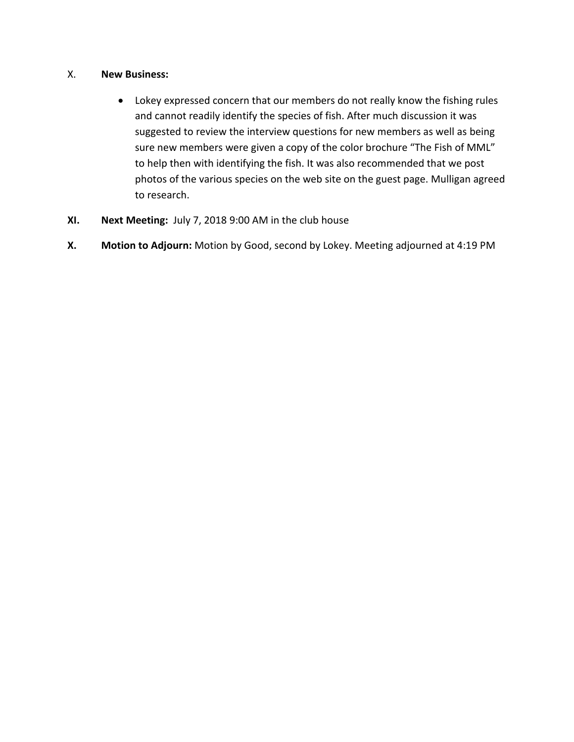X. **New Business:**

- Lokey expressed concern that our members do not really know the fishing rules and cannot readily identify the species of fish. After much discussion it was suggested to review the interview questions for new members as well as being sure new members were given a copy of the color brochure “The Fish of MML” to help then with identifying the fish. It was also recommended that we post photos of the various species on the web site on the guest page. Mulligan agreed to research.

**XI.** **Next Meeting:** July 7, 2018 9:00 AM in the club house

**X.** **Motion to Adjourn:** Motion by Good, second by Lokey. Meeting adjourned at 4:19 PM